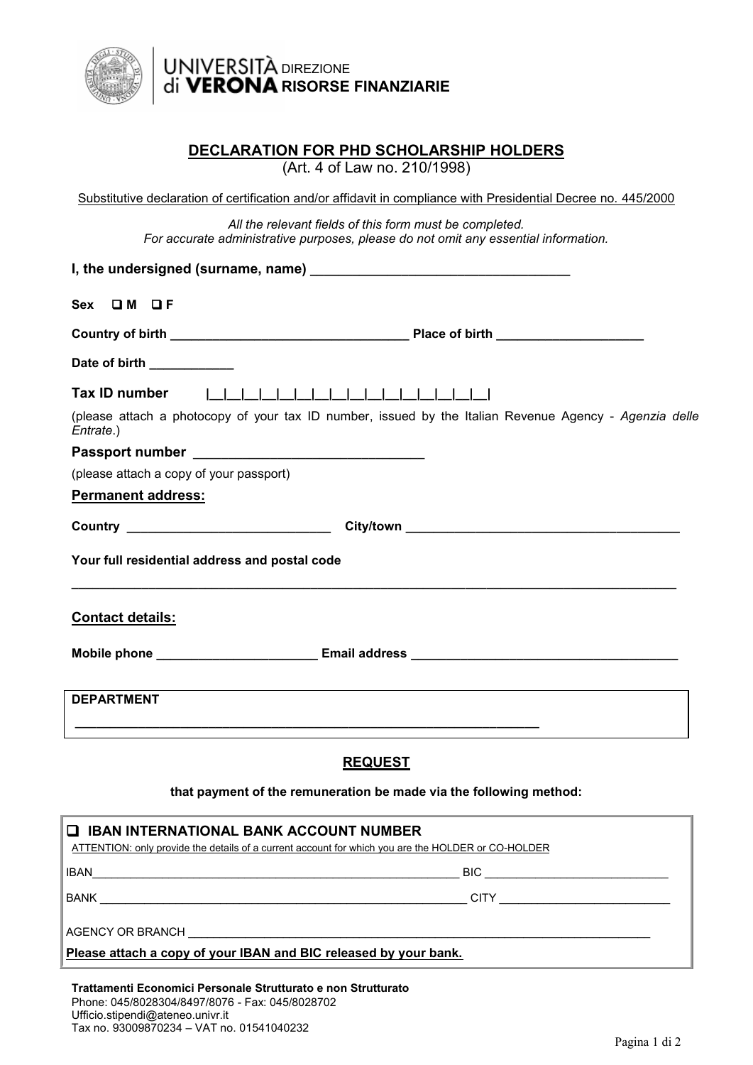UNIVERSITÀ di VERONA DIREZIONE RISORSE FINANZIARIE

## DECLARATION FOR PHD SCHOLARSHIP HOLDERS

(Art. 4 of Law no. 210/1998)

Substitutive declaration of certification and/or affidavit in compliance with Presidential Decree no. 445/2000

*All the relevant fields of this form must be completed.*
*For accurate administrative purposes, please do not omit any essential information.*

**I, the undersigned (surname, name)** ___________________________________

**Sex** ❑ **M** ❑ **F**

**Country of birth** __________________________________ **Place of birth** _____________________

**Date of birth** ____________

**Tax ID number** |__|__|__|__|__|__|__|__|__|__|__|__|__|__|__|__|

(please attach a photocopy of your tax ID number, issued by the Italian Revenue Agency - *Agenzia delle Entrate*.)

**Passport number** _______________________________

(please attach a copy of your passport)

**Permanent address:**

**Country** _____________________________ **City/town** ______________________________________

**Your full residential address and postal code**

_____________________________________________________________________________________

**Contact details:**

**Mobile phone** _______________________ **Email address** ______________________________________

**DEPARTMENT**

___________________________________________________________________

### REQUEST

**that payment of the remuneration be made via the following method:**

❑ **IBAN INTERNATIONAL BANK ACCOUNT NUMBER**

ATTENTION: only provide the details of a current account for which you are the HOLDER or CO-HOLDER

IBAN____________________________________________________________ BIC _____________________________

BANK __________________________________________________________ CITY ___________________________

AGENCY OR BRANCH __________________________________________________________________________

**Please attach a copy of your IBAN and BIC released by your bank.**

**Trattamenti Economici Personale Strutturato e non Strutturato**
Phone: 045/8028304/8497/8076 - Fax: 045/8028702
Ufficio.stipendi@ateneo.univr.it
Tax no. 93009870234 – VAT no. 01541040232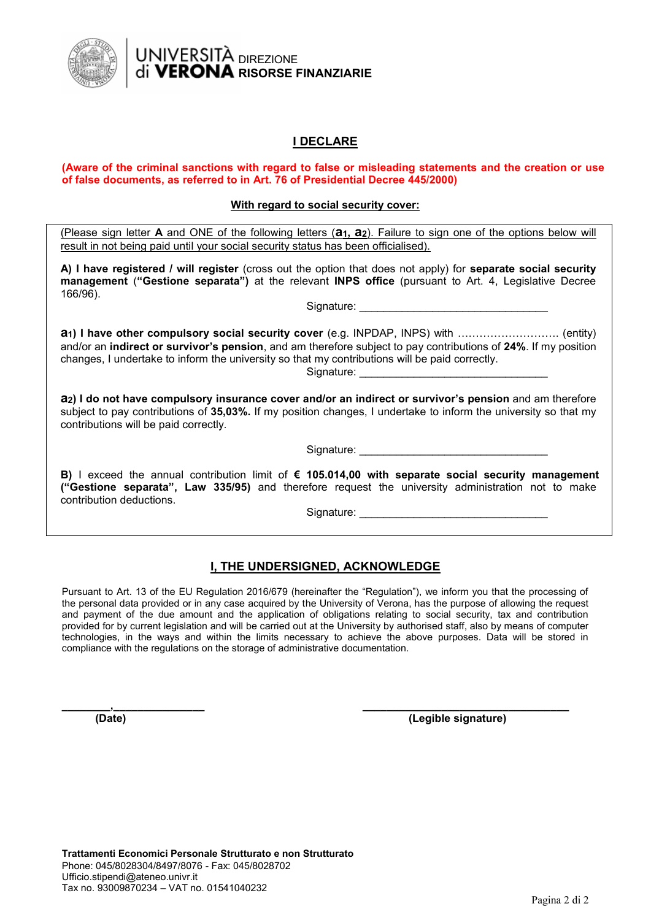UNIVERSITÀ di VERONA DIREZIONE RISORSE FINANZIARIE

## I DECLARE

**(Aware of the criminal sanctions with regard to false or misleading statements and the creation or use of false documents, as referred to in Art. 76 of Presidential Decree 445/2000)**

**With regard to social security cover:**

(Please sign letter **A** and ONE of the following letters (**$a_1$, $a_2$**). Failure to sign one of the options below will result in not being paid until your social security status has been officialised).

**A) I have registered / will register** (cross out the option that does not apply) for **separate social security management** (**"Gestione separata")** at the relevant **INPS office** (pursuant to Art. 4, Legislative Decree 166/96).

Signature: ______________________________

**$a_1$) I have other compulsory social security cover** (e.g. INPDAP, INPS) with ……………………… (entity) and/or an **indirect or survivor's pension**, and am therefore subject to pay contributions of **24%**. If my position changes, I undertake to inform the university so that my contributions will be paid correctly.

Signature: ______________________________

**$a_2$) I do not have compulsory insurance cover and/or an indirect or survivor's pension** and am therefore subject to pay contributions of **35,03%.** If my position changes, I undertake to inform the university so that my contributions will be paid correctly.

Signature: ______________________________

**B)** I exceed the annual contribution limit of **€ 105.014,00 with separate social security management ("Gestione separata", Law 335/95)** and therefore request the university administration not to make contribution deductions.

Signature: ______________________________

## I, THE UNDERSIGNED, ACKNOWLEDGE

Pursuant to Art. 13 of the EU Regulation 2016/679 (hereinafter the "Regulation"), we inform you that the processing of the personal data provided or in any case acquired by the University of Verona, has the purpose of allowing the request and payment of the due amount and the application of obligations relating to social security, tax and contribution provided for by current legislation and will be carried out at the University by authorised staff, also by means of computer technologies, in the ways and within the limits necessary to achieve the above purposes. Data will be stored in compliance with the regulations on the storage of administrative documentation.

________,_______________ **(Date)**

__________________________________ **(Legible signature)**

**Trattamenti Economici Personale Strutturato e non Strutturato**
Phone: 045/8028304/8497/8076 - Fax: 045/8028702
Ufficio.stipendi@ateneo.univr.it
Tax no. 93009870234 – VAT no. 01541040232